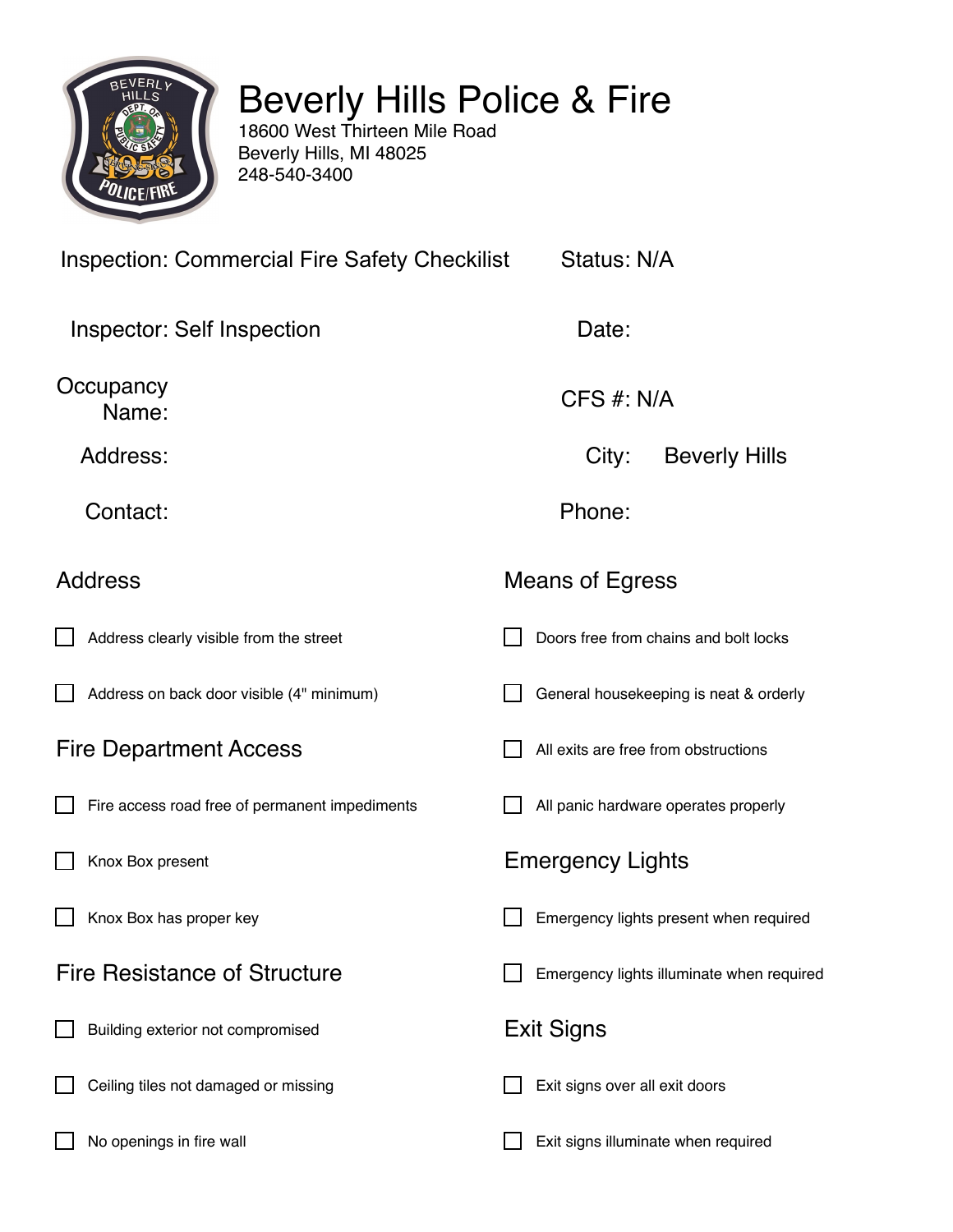# Beverly Hills Police & Fire

18600 West Thirteen Mile Road
Beverly Hills, MI 48025
248-540-3400

Inspection: Commercial Fire Safety Checkilist

Status: N/A

Inspector: Self Inspection

Date:

Occupancy Name:

CFS #: N/A

Address:

City: Beverly Hills

Contact:

Phone:

## Address

- [ ] Address clearly visible from the street
- [ ] Address on back door visible (4" minimum)

## Fire Department Access

- [ ] Fire access road free of permanent impediments
- [ ] Knox Box present
- [ ] Knox Box has proper key

## Fire Resistance of Structure

- [ ] Building exterior not compromised
- [ ] Ceiling tiles not damaged or missing
- [ ] No openings in fire wall

## Means of Egress

- [ ] Doors free from chains and bolt locks
- [ ] General housekeeping is neat & orderly
- [ ] All exits are free from obstructions
- [ ] All panic hardware operates properly

## Emergency Lights

- [ ] Emergency lights present when required
- [ ] Emergency lights illuminate when required

## Exit Signs

- [ ] Exit signs over all exit doors
- [ ] Exit signs illuminate when required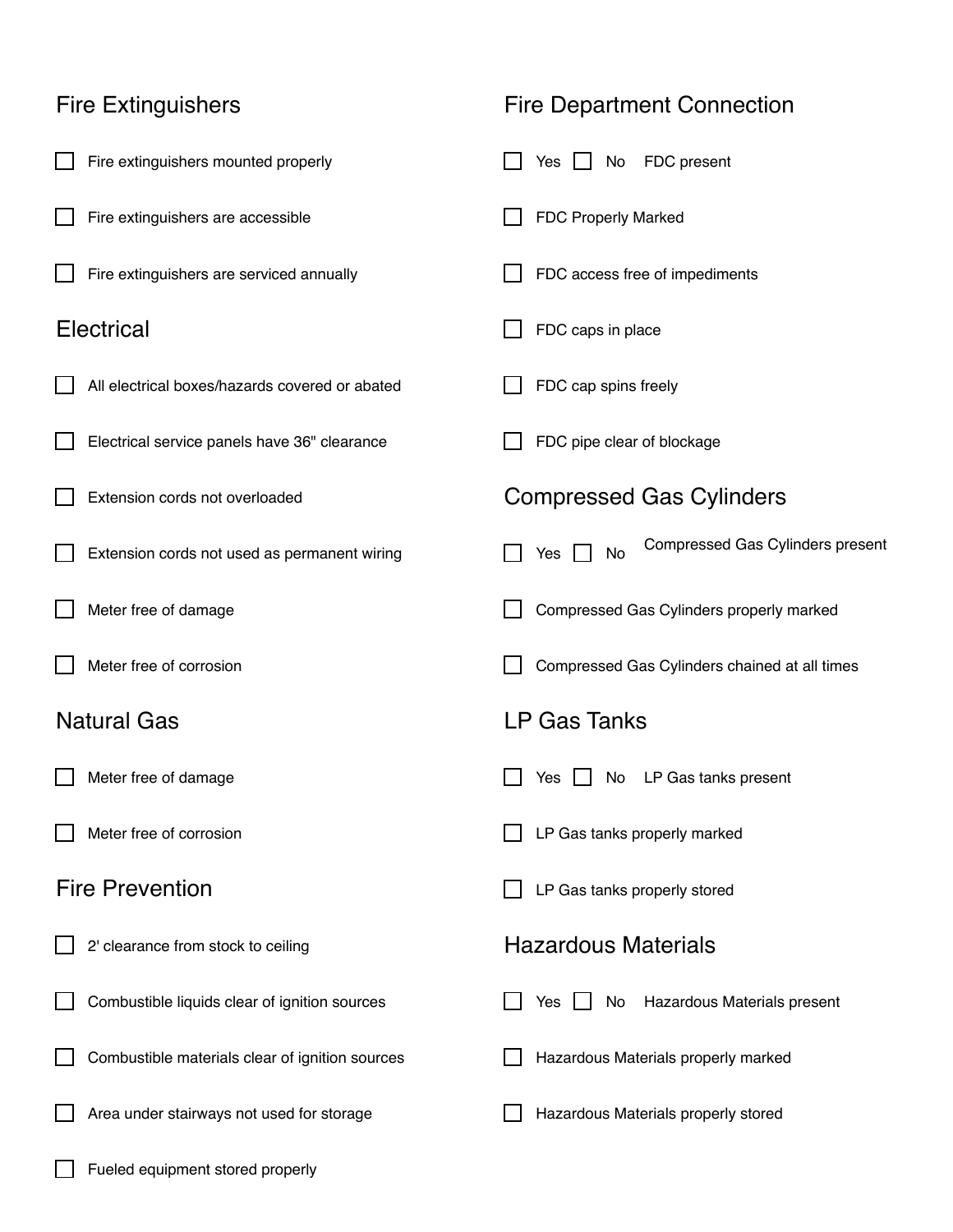## Fire Extinguishers

- [ ] Fire extinguishers mounted properly
- [ ] Fire extinguishers are accessible
- [ ] Fire extinguishers are serviced annually

## Electrical

- [ ] All electrical boxes/hazards covered or abated
- [ ] Electrical service panels have 36" clearance
- [ ] Extension cords not overloaded
- [ ] Extension cords not used as permanent wiring
- [ ] Meter free of damage
- [ ] Meter free of corrosion

## Natural Gas

- [ ] Meter free of damage
- [ ] Meter free of corrosion

## Fire Prevention

- [ ] 2' clearance from stock to ceiling
- [ ] Combustible liquids clear of ignition sources
- [ ] Combustible materials clear of ignition sources
- [ ] Area under stairways not used for storage
- [ ] Fueled equipment stored properly

## Fire Department Connection

- [ ] Yes [ ] No FDC present
- [ ] FDC Properly Marked
- [ ] FDC access free of impediments
- [ ] FDC caps in place
- [ ] FDC cap spins freely
- [ ] FDC pipe clear of blockage

## Compressed Gas Cylinders

- [ ] Yes [ ] No Compressed Gas Cylinders present
- [ ] Compressed Gas Cylinders properly marked
- [ ] Compressed Gas Cylinders chained at all times

## LP Gas Tanks

- [ ] Yes [ ] No LP Gas tanks present
- [ ] LP Gas tanks properly marked
- [ ] LP Gas tanks properly stored

## Hazardous Materials

- [ ] Yes [ ] No Hazardous Materials present
- [ ] Hazardous Materials properly marked
- [ ] Hazardous Materials properly stored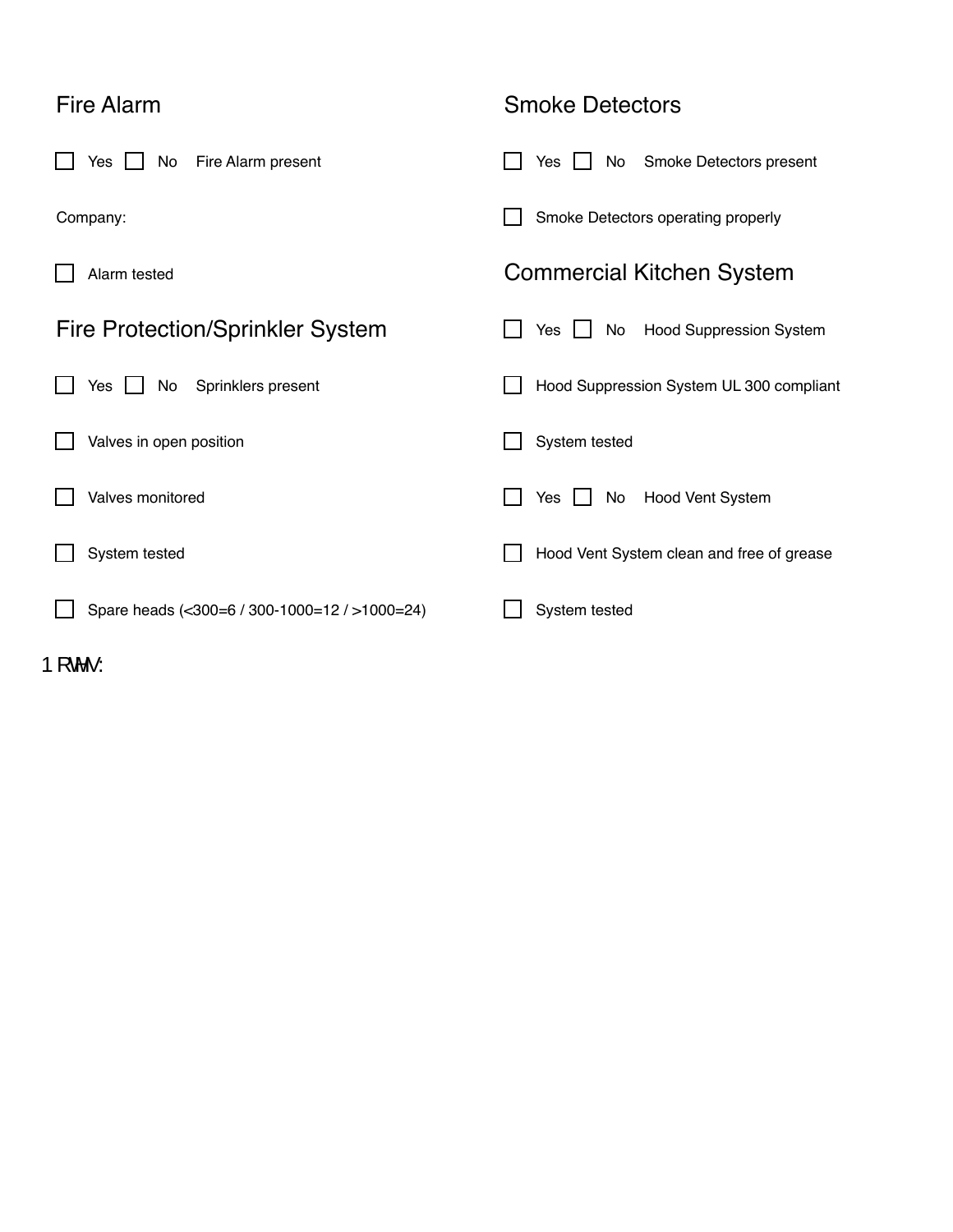## Fire Alarm

- [ ] Yes - [ ] No Fire Alarm present

Company:

- [ ] Alarm tested

## Fire Protection/Sprinkler System

- [ ] Yes - [ ] No Sprinklers present
- [ ] Valves in open position
- [ ] Valves monitored
- [ ] System tested
- [ ] Spare heads (<300=6 / 300-1000=12 / >1000=24)

## Smoke Detectors

- [ ] Yes - [ ] No Smoke Detectors present
- [ ] Smoke Detectors operating properly

## Commercial Kitchen System

- [ ] Yes - [ ] No Hood Suppression System
- [ ] Hood Suppression System UL 300 compliant
- [ ] System tested
- [ ] Yes - [ ] No Hood Vent System
- [ ] Hood Vent System clean and free of grease
- [ ] System tested

1 RWHV: